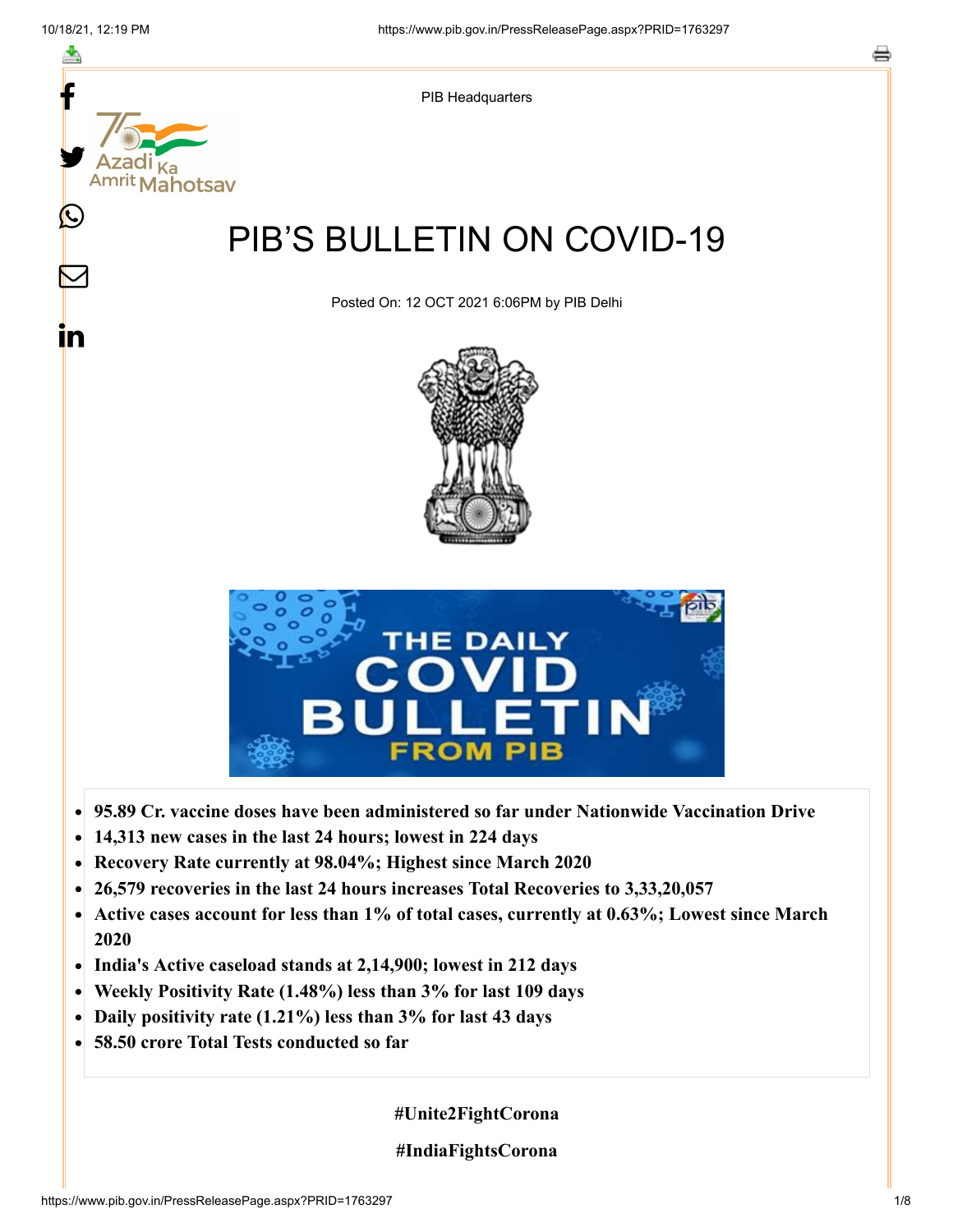PIB Headquarters

# PIB'S BULLETIN ON COVID-19

Posted On: 12 OCT 2021 6:06PM by PIB Delhi

- **95.89 Cr. vaccine doses have been administered so far under Nationwide Vaccination Drive**
- **14,313 new cases in the last 24 hours; lowest in 224 days**
- **Recovery Rate currently at 98.04%; Highest since March 2020**
- **26,579 recoveries in the last 24 hours increases Total Recoveries to 3,33,20,057**
- **Active cases account for less than 1% of total cases, currently at 0.63%; Lowest since March 2020**
- **India's Active caseload stands at 2,14,900; lowest in 212 days**
- **Weekly Positivity Rate (1.48%) less than 3% for last 109 days**
- **Daily positivity rate (1.21%) less than 3% for last 43 days**
- **58.50 crore Total Tests conducted so far**

**#Unite2FightCorona**

**#IndiaFightsCorona**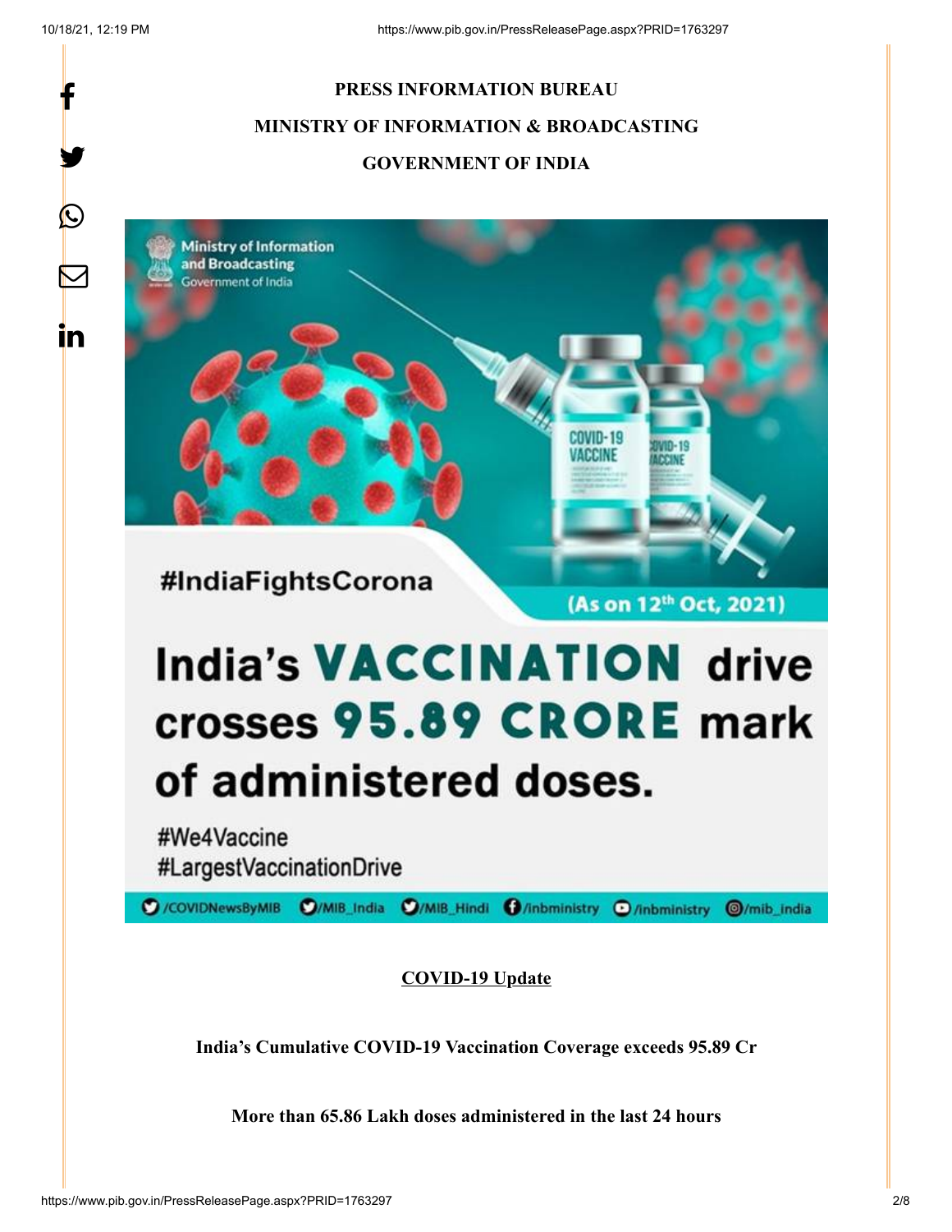**PRESS INFORMATION BUREAU**

**MINISTRY OF INFORMATION & BROADCASTING**

**GOVERNMENT OF INDIA**

#IndiaFightsCorona

(As on 12th Oct, 2021)

India's VACCINATION drive crosses 95.89 CRORE mark of administered doses.

#We4Vaccine
#LargestVaccinationDrive

/COVIDNewsByMIB /MIB_India /MIB_Hindi /inbministry /inbministry /mib_india

**COVID-19 Update**

**India's Cumulative COVID-19 Vaccination Coverage exceeds 95.89 Cr**

**More than 65.86 Lakh doses administered in the last 24 hours**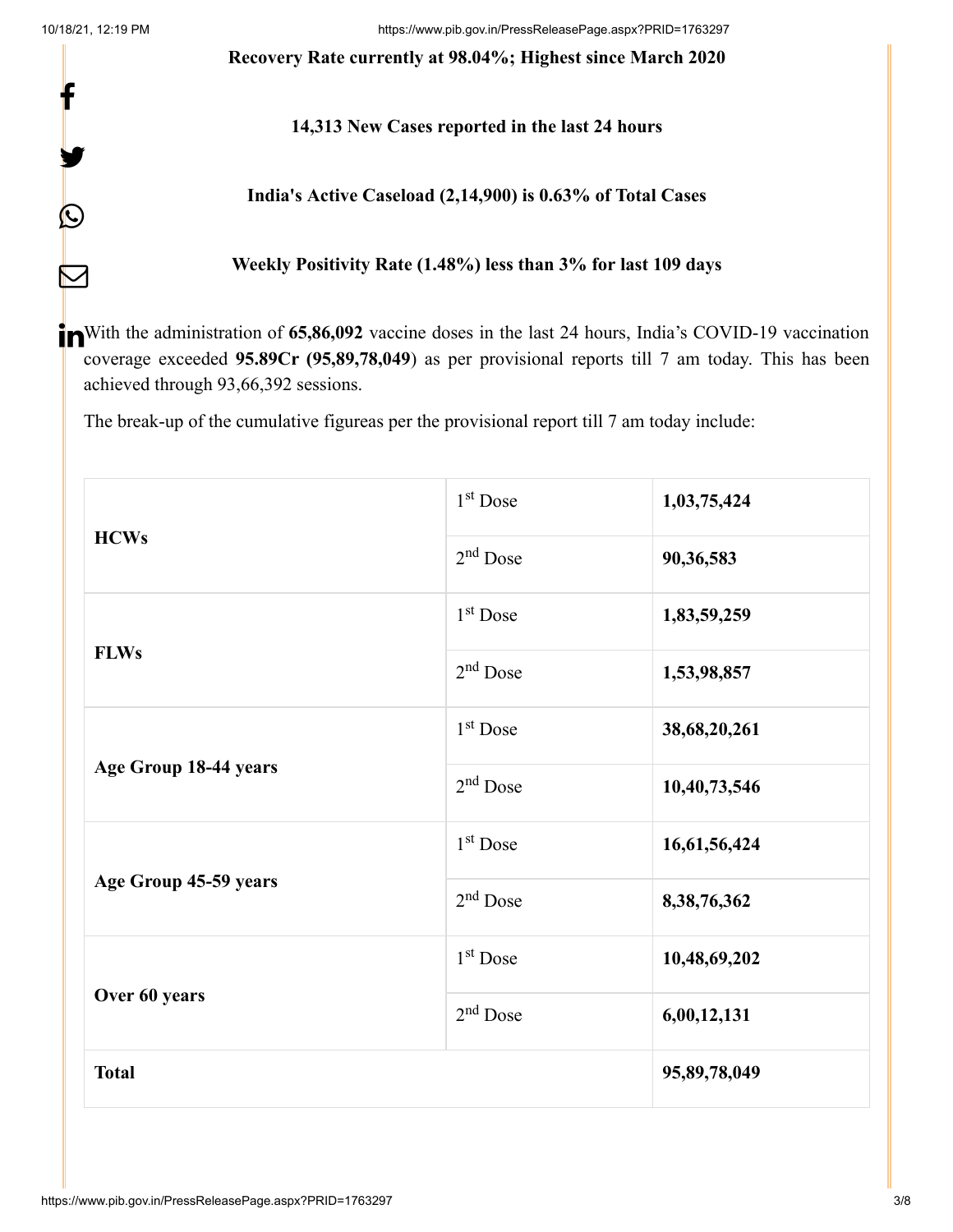**Recovery Rate currently at 98.04%; Highest since March 2020**

**14,313 New Cases reported in the last 24 hours**

**India's Active Caseload (2,14,900) is 0.63% of Total Cases**

**Weekly Positivity Rate (1.48%) less than 3% for last 109 days**

With the administration of **65,86,092** vaccine doses in the last 24 hours, India's COVID-19 vaccination coverage exceeded **95.89Cr (95,89,78,049**) as per provisional reports till 7 am today. This has been achieved through 93,66,392 sessions.

The break-up of the cumulative figureas per the provisional report till 7 am today include:

| | | |
|---|---|---|
| **HCWs** | 1st Dose | **1,03,75,424** |
| | 2nd Dose | **90,36,583** |
| **FLWs** | 1st Dose | **1,83,59,259** |
| | 2nd Dose | **1,53,98,857** |
| **Age Group 18-44 years** | 1st Dose | **38,68,20,261** |
| | 2nd Dose | **10,40,73,546** |
| **Age Group 45-59 years** | 1st Dose | **16,61,56,424** |
| | 2nd Dose | **8,38,76,362** |
| **Over 60 years** | 1st Dose | **10,48,69,202** |
| | 2nd Dose | **6,00,12,131** |
| **Total** | | **95,89,78,049** |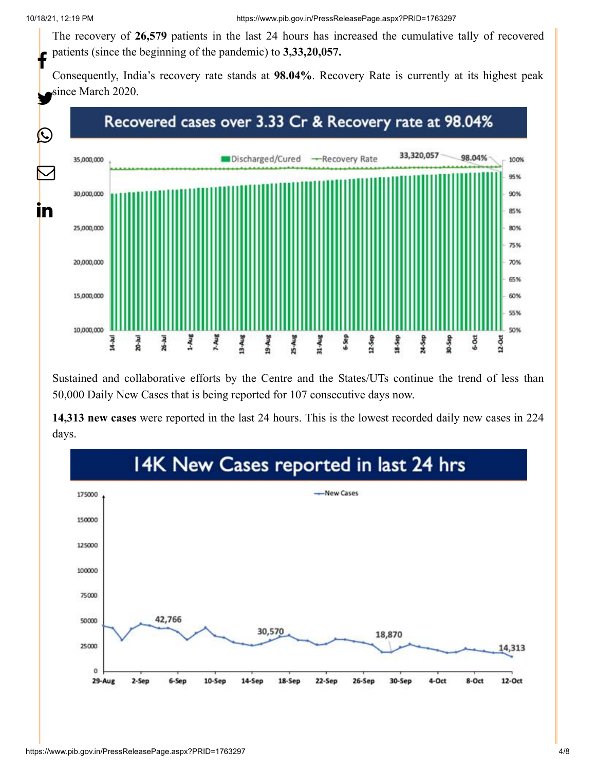The recovery of **26,579** patients in the last 24 hours has increased the cumulative tally of recovered patients (since the beginning of the pandemic) to **3,33,20,057.**

Consequently, India's recovery rate stands at **98.04%**. Recovery Rate is currently at its highest peak since March 2020.

Sustained and collaborative efforts by the Centre and the States/UTs continue the trend of less than 50,000 Daily New Cases that is being reported for 107 consecutive days now.

**14,313 new cases** were reported in the last 24 hours. This is the lowest recorded daily new cases in 224 days.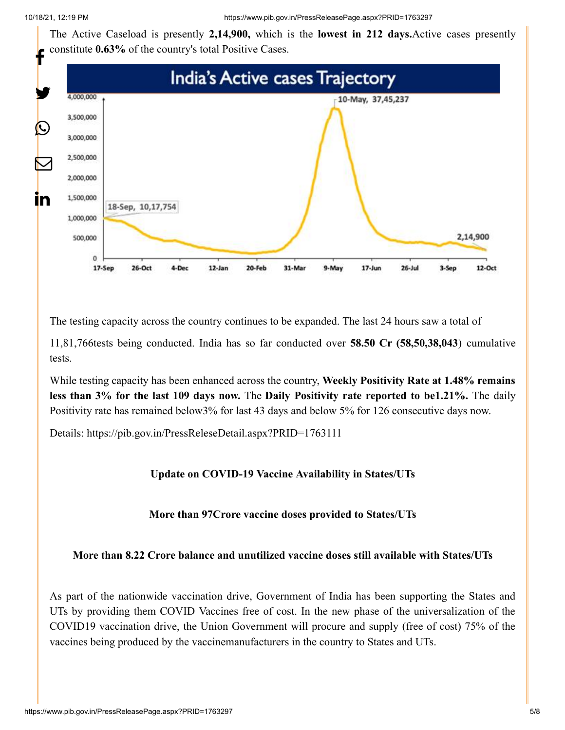The Active Caseload is presently **2,14,900,** which is the **lowest in 212 days.** Active cases presently constitute **0.63%** of the country's total Positive Cases.

The testing capacity across the country continues to be expanded. The last 24 hours saw a total of

11,81,766tests being conducted. India has so far conducted over **58.50 Cr (58,50,38,043**) cumulative tests.

While testing capacity has been enhanced across the country, **Weekly Positivity Rate at 1.48% remains less than 3% for the last 109 days now.** The **Daily Positivity rate reported to be1.21%.** The daily Positivity rate has remained below3% for last 43 days and below 5% for 126 consecutive days now.

Details: https://pib.gov.in/PressReleseDetail.aspx?PRID=1763111

**Update on COVID-19 Vaccine Availability in States/UTs**

**More than 97Crore vaccine doses provided to States/UTs**

**More than 8.22 Crore balance and unutilized vaccine doses still available with States/UTs**

As part of the nationwide vaccination drive, Government of India has been supporting the States and UTs by providing them COVID Vaccines free of cost. In the new phase of the universalization of the COVID19 vaccination drive, the Union Government will procure and supply (free of cost) 75% of the vaccines being produced by the vaccinemanufacturers in the country to States and UTs.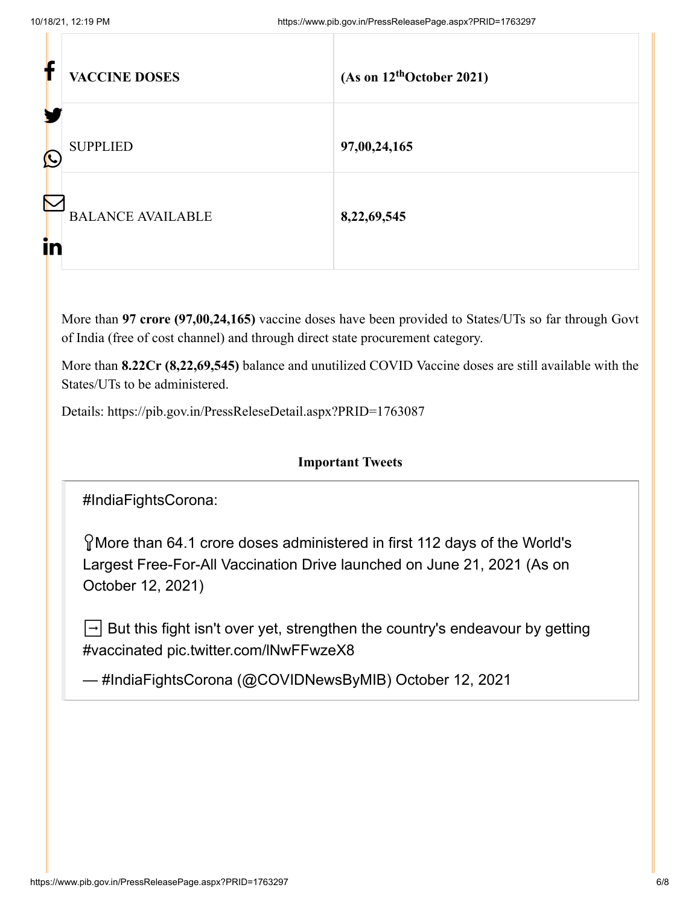| VACCINE DOSES | (As on 12th October 2021) |
| --- | --- |
| SUPPLIED | **97,00,24,165** |
| BALANCE AVAILABLE | **8,22,69,545** |

More than **97 crore (97,00,24,165)** vaccine doses have been provided to States/UTs so far through Govt of India (free of cost channel) and through direct state procurement category.

More than **8.22Cr (8,22,69,545)** balance and unutilized COVID Vaccine doses are still available with the States/UTs to be administered.

Details: https://pib.gov.in/PressReleseDetail.aspx?PRID=1763087

**Important Tweets**

> #IndiaFightsCorona:
>
> More than 64.1 crore doses administered in first 112 days of the World's Largest Free-For-All Vaccination Drive launched on June 21, 2021 (As on October 12, 2021)
>
> ➡ But this fight isn't over yet, strengthen the country's endeavour by getting #vaccinated pic.twitter.com/lNwFFwzeX8
>
> — #IndiaFightsCorona (@COVIDNewsByMIB) October 12, 2021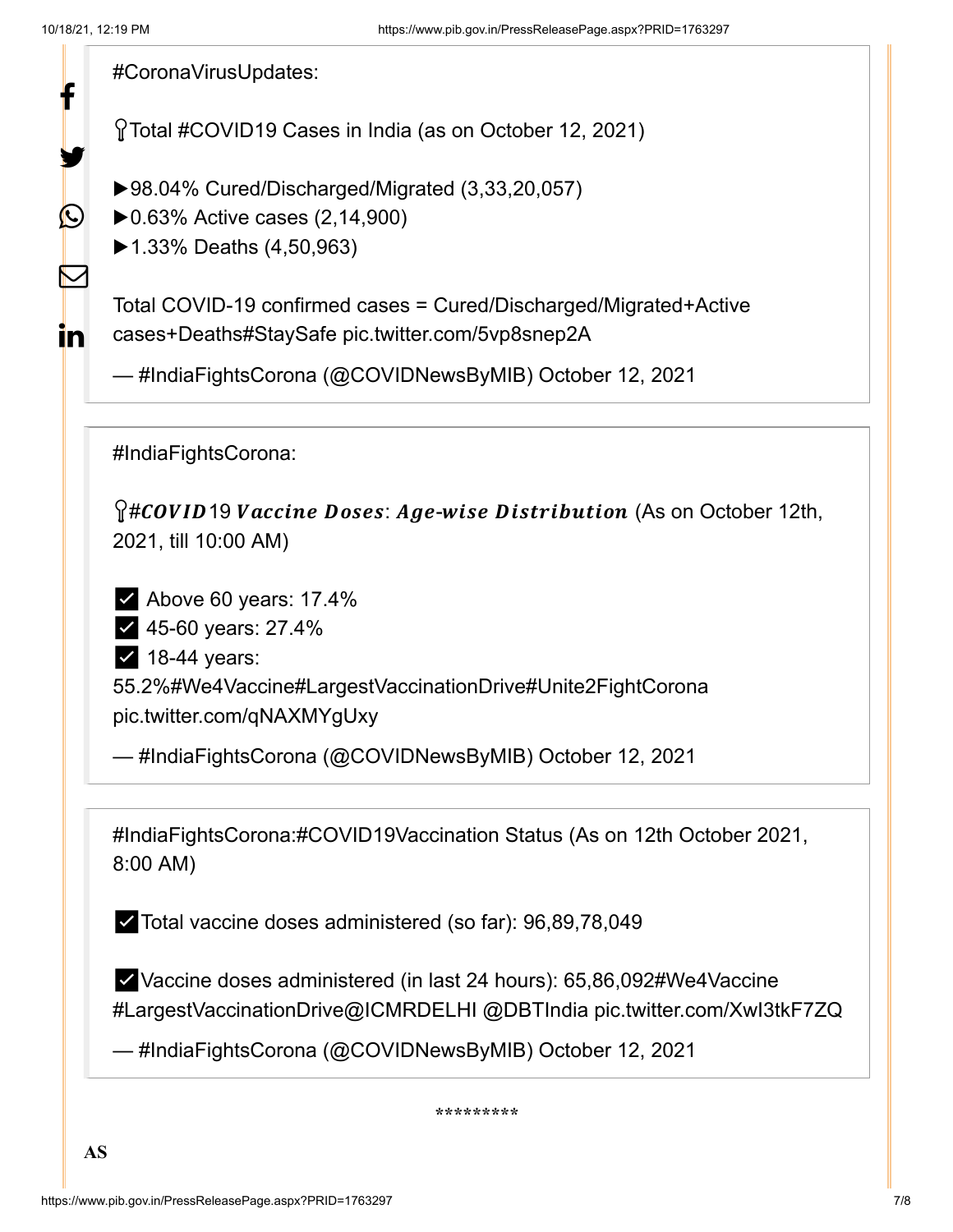#CoronaVirusUpdates:

📍Total #COVID19 Cases in India (as on October 12, 2021)

▶98.04% Cured/Discharged/Migrated (3,33,20,057)
▶0.63% Active cases (2,14,900)
▶1.33% Deaths (4,50,963)

Total COVID-19 confirmed cases = Cured/Discharged/Migrated+Active cases+Deaths#StaySafe pic.twitter.com/5vp8snep2A

— #IndiaFightsCorona (@COVIDNewsByMIB) October 12, 2021

#IndiaFightsCorona:

📍*#COVID*19 ***Vaccine Doses***: ***Age-wise Distribution*** (As on October 12th, 2021, till 10:00 AM)

✅ Above 60 years: 17.4%
✅ 45-60 years: 27.4%
✅ 18-44 years: 55.2%#We4Vaccine#LargestVaccinationDrive#Unite2FightCorona pic.twitter.com/qNAXMYgUxy

— #IndiaFightsCorona (@COVIDNewsByMIB) October 12, 2021

#IndiaFightsCorona:#COVID19Vaccination Status (As on 12th October 2021, 8:00 AM)

✅Total vaccine doses administered (so far): 96,89,78,049

✅Vaccine doses administered (in last 24 hours): 65,86,092#We4Vaccine #LargestVaccinationDrive@ICMRDELHI @DBTIndia pic.twitter.com/XwI3tkF7ZQ

— #IndiaFightsCorona (@COVIDNewsByMIB) October 12, 2021

\*\*\*\*\*\*\*\*\*

**AS**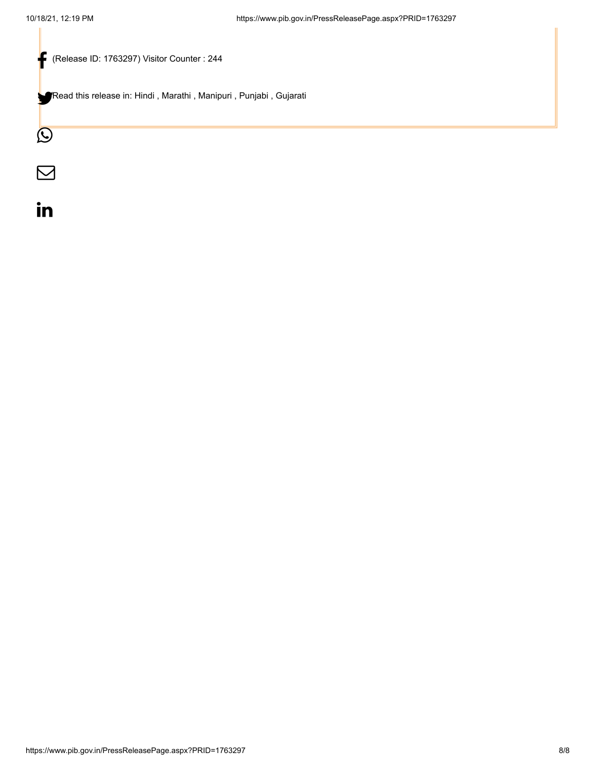(Release ID: 1763297) Visitor Counter : 244

Read this release in: Hindi , Marathi , Manipuri , Punjabi , Gujarati